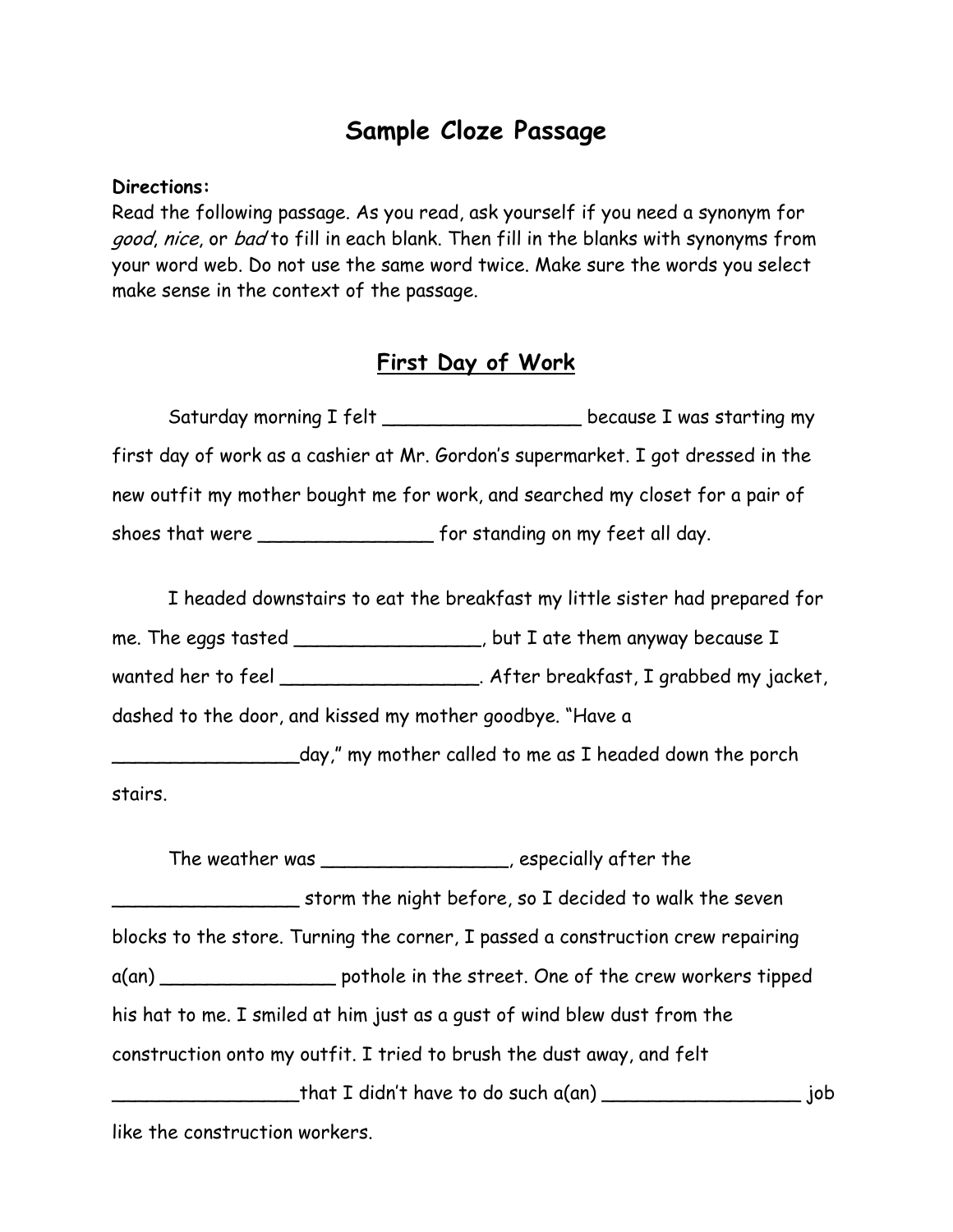# Sample Cloze Passage

**Directions:**
Read the following passage. As you read, ask yourself if you need a synonym for *good*, *nice*, or *bad* to fill in each blank. Then fill in the blanks with synonyms from your word web. Do not use the same word twice. Make sure the words you select make sense in the context of the passage.

## First Day of Work

Saturday morning I felt _________________ because I was starting my first day of work as a cashier at Mr. Gordon's supermarket. I got dressed in the new outfit my mother bought me for work, and searched my closet for a pair of shoes that were _______________ for standing on my feet all day.

I headed downstairs to eat the breakfast my little sister had prepared for me. The eggs tasted ________________, but I ate them anyway because I wanted her to feel _________________. After breakfast, I grabbed my jacket, dashed to the door, and kissed my mother goodbye. "Have a ________________day," my mother called to me as I headed down the porch stairs.

The weather was ________________, especially after the ________________ storm the night before, so I decided to walk the seven blocks to the store. Turning the corner, I passed a construction crew repairing a(an) _______________ pothole in the street. One of the crew workers tipped his hat to me. I smiled at him just as a gust of wind blew dust from the construction onto my outfit. I tried to brush the dust away, and felt ________________that I didn't have to do such a(an) _________________ job like the construction workers.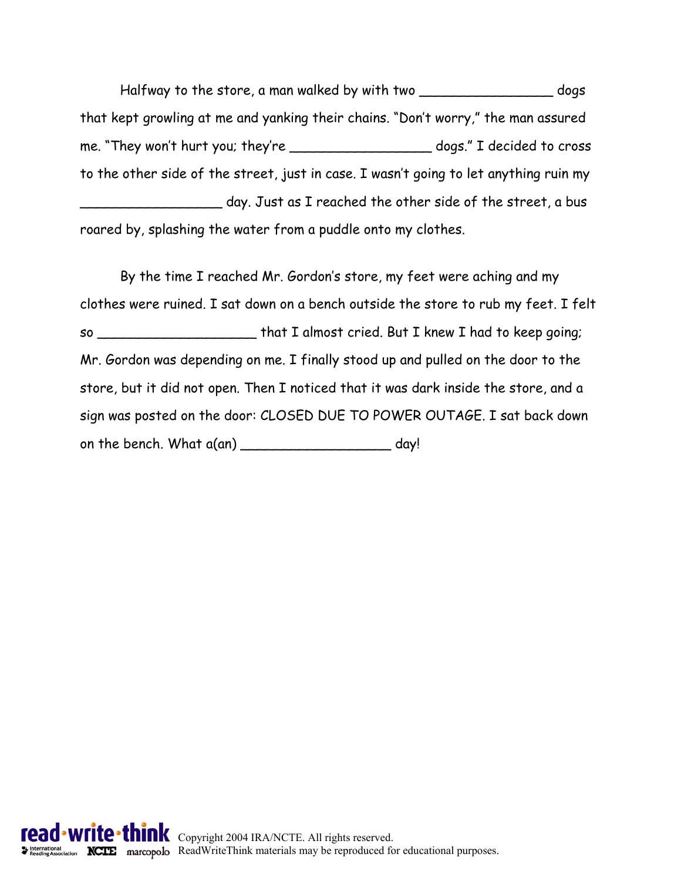Halfway to the store, a man walked by with two ________________ dogs that kept growling at me and yanking their chains. "Don't worry," the man assured me. "They won't hurt you; they're _________________ dogs." I decided to cross to the other side of the street, just in case. I wasn't going to let anything ruin my _________________ day. Just as I reached the other side of the street, a bus roared by, splashing the water from a puddle onto my clothes.

By the time I reached Mr. Gordon's store, my feet were aching and my clothes were ruined. I sat down on a bench outside the store to rub my feet. I felt so ___________________ that I almost cried. But I knew I had to keep going; Mr. Gordon was depending on me. I finally stood up and pulled on the door to the store, but it did not open. Then I noticed that it was dark inside the store, and a sign was posted on the door: CLOSED DUE TO POWER OUTAGE. I sat back down on the bench. What a(an) __________________ day!

Copyright 2004 IRA/NCTE. All rights reserved.
ReadWriteThink materials may be reproduced for educational purposes.